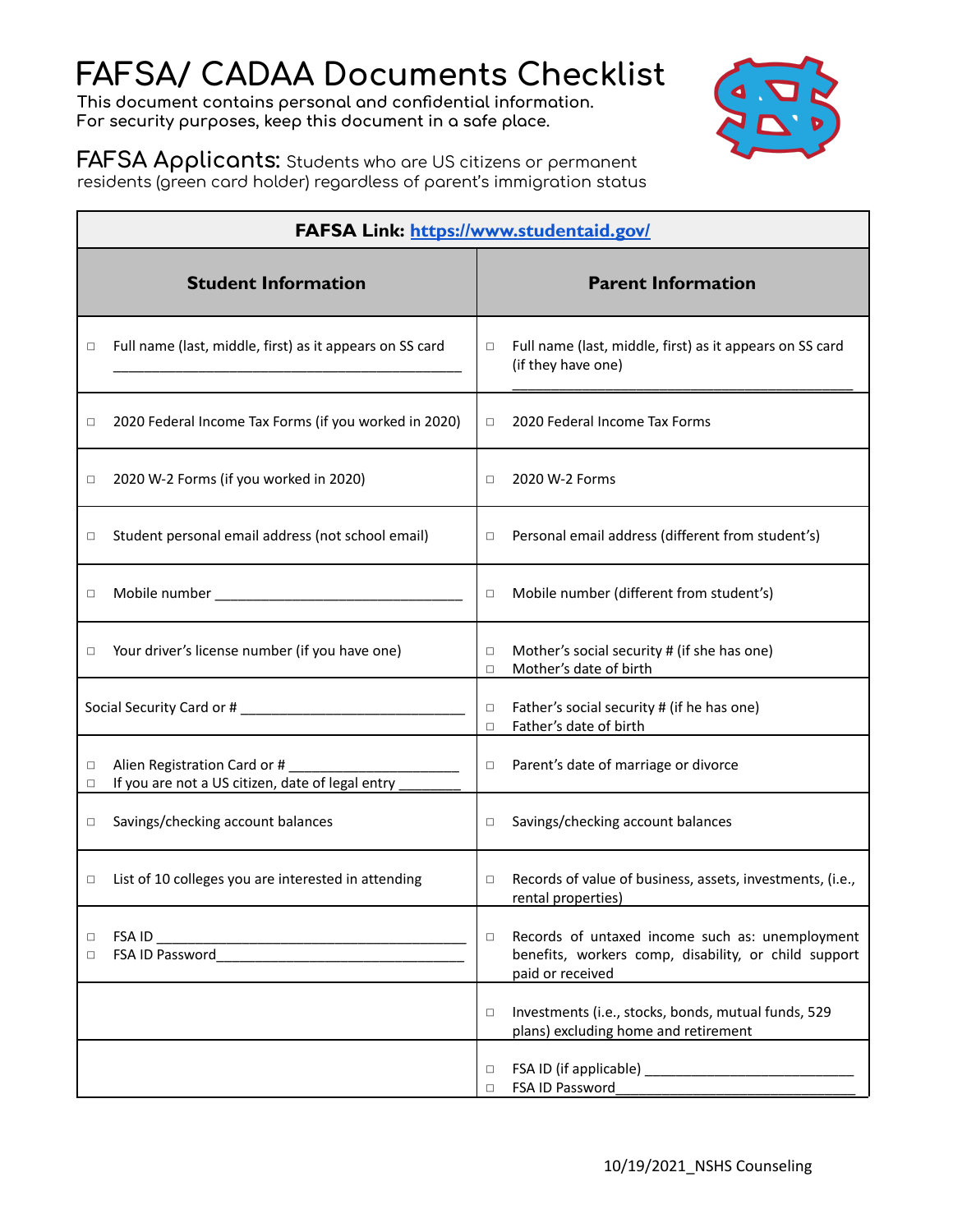# FAFSA/ CADAA Documents Checklist

**This document contains personal and confidential information.**
**For security purposes, keep this document in a safe place.**

**FAFSA Applicants:** Students who are US citizens or permanent residents (green card holder) regardless of parent's immigration status

| **FAFSA Link: [https://www.studentaid.gov/](https://www.studentaid.gov/)** | |
|---|---|
| **Student Information** | **Parent Information** |
| ◻ Full name (last, middle, first) as it appears on SS card ___________________________ | ◻ Full name (last, middle, first) as it appears on SS card (if they have one) ___________________________ |
| ◻ 2020 Federal Income Tax Forms (if you worked in 2020) | ◻ 2020 Federal Income Tax Forms |
| ◻ 2020 W-2 Forms (if you worked in 2020) | ◻ 2020 W-2 Forms |
| ◻ Student personal email address (not school email) | ◻ Personal email address (different from student's) |
| ◻ Mobile number ___________________________ | ◻ Mobile number (different from student's) |
| ◻ Your driver's license number (if you have one) | ◻ Mother's social security # (if she has one)<br>◻ Mother's date of birth |
| Social Security Card or # ___________________________ | ◻ Father's social security # (if he has one)<br>◻ Father's date of birth |
| ◻ Alien Registration Card or # ___________________<br>◻ If you are not a US citizen, date of legal entry ________ | ◻ Parent's date of marriage or divorce |
| ◻ Savings/checking account balances | ◻ Savings/checking account balances |
| ◻ List of 10 colleges you are interested in attending | ◻ Records of value of business, assets, investments, (i.e., rental properties) |
| ◻ FSA ID ___________________________<br>◻ FSA ID Password___________________________ | ◻ Records of untaxed income such as: unemployment benefits, workers comp, disability, or child support paid or received |
| | ◻ Investments (i.e., stocks, bonds, mutual funds, 529 plans) excluding home and retirement |
| | ◻ FSA ID (if applicable) ___________________________<br>◻ FSA ID Password___________________________ |

10/19/2021_NSHS Counseling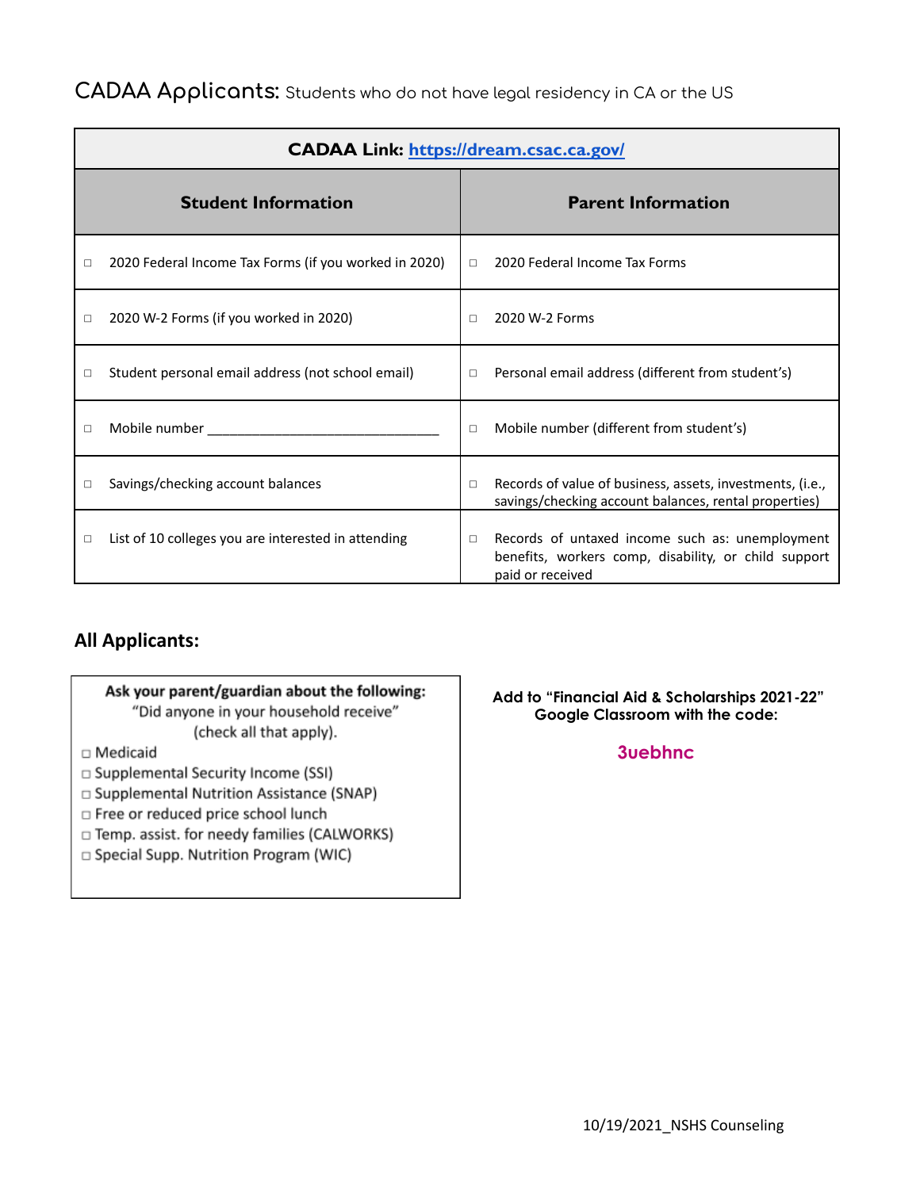## CADAA Applicants: Students who do not have legal residency in CA or the US

| CADAA Link: https://dream.csac.ca.gov/ | |
|---|---|
| **Student Information** | **Parent Information** |
| ◻ 2020 Federal Income Tax Forms (if you worked in 2020) | ◻ 2020 Federal Income Tax Forms |
| ◻ 2020 W-2 Forms (if you worked in 2020) | ◻ 2020 W-2 Forms |
| ◻ Student personal email address (not school email) | ◻ Personal email address (different from student's) |
| ◻ Mobile number ________________________________ | ◻ Mobile number (different from student's) |
| ◻ Savings/checking account balances | ◻ Records of value of business, assets, investments, (i.e., savings/checking account balances, rental properties) |
| ◻ List of 10 colleges you are interested in attending | ◻ Records of untaxed income such as: unemployment benefits, workers comp, disability, or child support paid or received |

## All Applicants:

**Ask your parent/guardian about the following:**
"Did anyone in your household receive"
(check all that apply).

- ◻ Medicaid
- ◻ Supplemental Security Income (SSI)
- ◻ Supplemental Nutrition Assistance (SNAP)
- ◻ Free or reduced price school lunch
- ◻ Temp. assist. for needy families (CALWORKS)
- ◻ Special Supp. Nutrition Program (WIC)

**Add to "Financial Aid & Scholarships 2021-22" Google Classroom with the code:**

**3uebhnc**

10/19/2021_NSHS Counseling